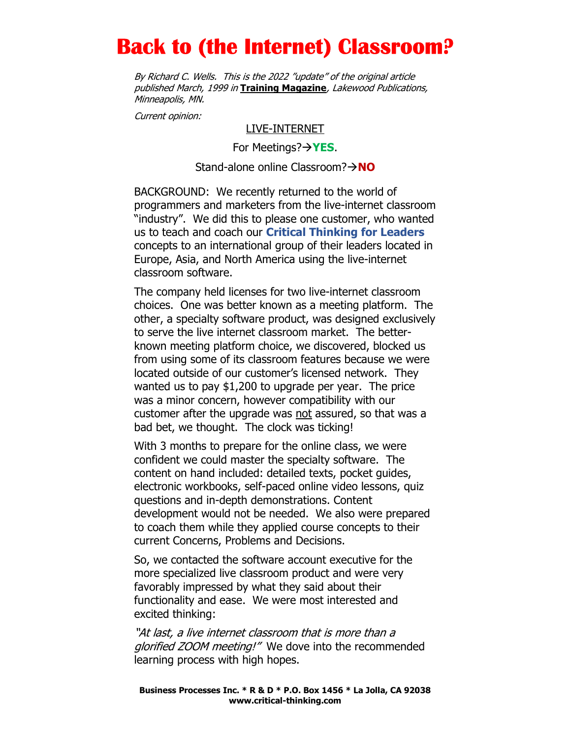# Back to (the Internet) Classroom?

*By Richard C. Wells. This is the 2022 "update" of the original article published March, 1999 in* **Training Magazine**, *Lakewood Publications, Minneapolis, MN.*

*Current opinion:*

LIVE-INTERNET

For Meetings?→**YES**.

Stand-alone online Classroom?→**NO**

BACKGROUND: We recently returned to the world of programmers and marketers from the live-internet classroom "industry". We did this to please one customer, who wanted us to teach and coach our **Critical Thinking for Leaders** concepts to an international group of their leaders located in Europe, Asia, and North America using the live-internet classroom software.

The company held licenses for two live-internet classroom choices. One was better known as a meeting platform. The other, a specialty software product, was designed exclusively to serve the live internet classroom market. The better-known meeting platform choice, we discovered, blocked us from using some of its classroom features because we were located outside of our customer's licensed network. They wanted us to pay $1,200 to upgrade per year. The price was a minor concern, however compatibility with our customer after the upgrade was not assured, so that was a bad bet, we thought. The clock was ticking!

With 3 months to prepare for the online class, we were confident we could master the specialty software. The content on hand included: detailed texts, pocket guides, electronic workbooks, self-paced online video lessons, quiz questions and in-depth demonstrations. Content development would not be needed. We also were prepared to coach them while they applied course concepts to their current Concerns, Problems and Decisions.

So, we contacted the software account executive for the more specialized live classroom product and were very favorably impressed by what they said about their functionality and ease. We were most interested and excited thinking:

*"At last, a live internet classroom that is more than a glorified ZOOM meeting!"* We dove into the recommended learning process with high hopes.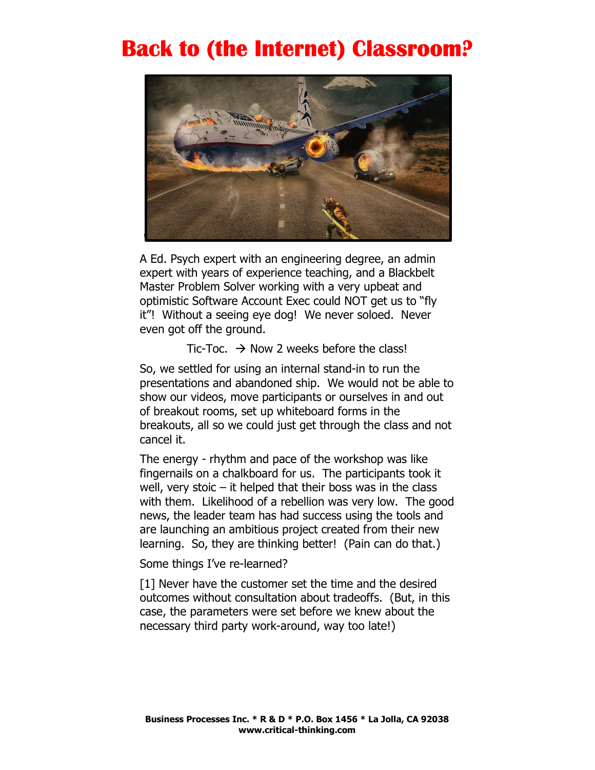# Back to (the Internet) Classroom?

A Ed. Psych expert with an engineering degree, an admin expert with years of experience teaching, and a Blackbelt Master Problem Solver working with a very upbeat and optimistic Software Account Exec could NOT get us to "fly it"! Without a seeing eye dog! We never soloed. Never even got off the ground.

Tic-Toc. → Now 2 weeks before the class!

So, we settled for using an internal stand-in to run the presentations and abandoned ship. We would not be able to show our videos, move participants or ourselves in and out of breakout rooms, set up whiteboard forms in the breakouts, all so we could just get through the class and not cancel it.

The energy - rhythm and pace of the workshop was like fingernails on a chalkboard for us. The participants took it well, very stoic – it helped that their boss was in the class with them. Likelihood of a rebellion was very low. The good news, the leader team has had success using the tools and are launching an ambitious project created from their new learning. So, they are thinking better! (Pain can do that.)

Some things I've re-learned?

[1] Never have the customer set the time and the desired outcomes without consultation about tradeoffs. (But, in this case, the parameters were set before we knew about the necessary third party work-around, way too late!)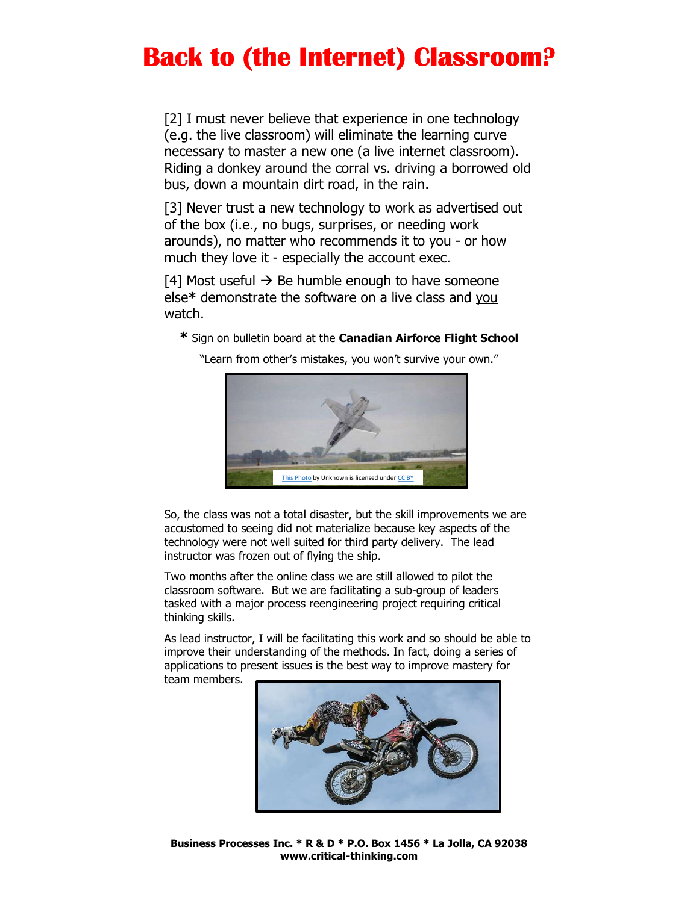# Back to (the Internet) Classroom?

[2] I must never believe that experience in one technology (e.g. the live classroom) will eliminate the learning curve necessary to master a new one (a live internet classroom). Riding a donkey around the corral vs. driving a borrowed old bus, down a mountain dirt road, in the rain.

[3] Never trust a new technology to work as advertised out of the box (i.e., no bugs, surprises, or needing work arounds), no matter who recommends it to you - or how much they love it - especially the account exec.

[4] Most useful → Be humble enough to have someone else* demonstrate the software on a live class and you watch.

* Sign on bulletin board at the **Canadian Airforce Flight School**

"Learn from other's mistakes, you won't survive your own."

This Photo by Unknown is licensed under CC BY

So, the class was not a total disaster, but the skill improvements we are accustomed to seeing did not materialize because key aspects of the technology were not well suited for third party delivery. The lead instructor was frozen out of flying the ship.

Two months after the online class we are still allowed to pilot the classroom software. But we are facilitating a sub-group of leaders tasked with a major process reengineering project requiring critical thinking skills.

As lead instructor, I will be facilitating this work and so should be able to improve their understanding of the methods. In fact, doing a series of applications to present issues is the best way to improve mastery for team members.

**Business Processes Inc. * R & D * P.O. Box 1456 * La Jolla, CA 92038**
**www.critical-thinking.com**